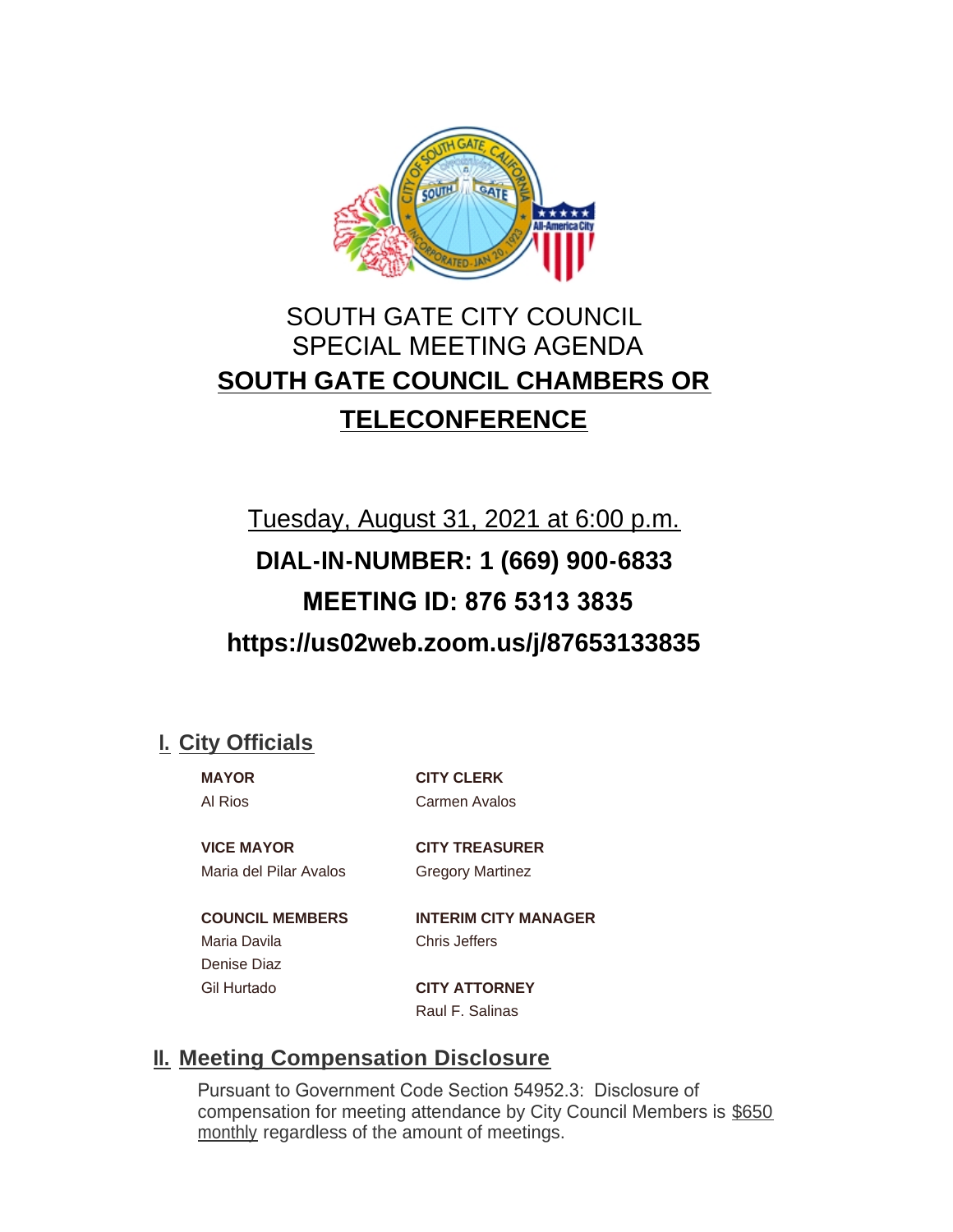# SOUTH GATE CITY COUNCIL
# SPECIAL MEETING AGENDA
# SOUTH GATE COUNCIL CHAMBERS OR TELECONFERENCE

Tuesday, August 31, 2021 at 6:00 p.m.

**DIAL-IN-NUMBER: 1 (669) 900-6833**

**MEETING ID: 876 5313 3835**

**https://us02web.zoom.us/j/87653133835**

## I. City Officials

**MAYOR**
Al Rios

**VICE MAYOR**
Maria del Pilar Avalos

**COUNCIL MEMBERS**
Maria Davila
Denise Diaz
Gil Hurtado

**CITY CLERK**
Carmen Avalos

**CITY TREASURER**
Gregory Martinez

**INTERIM CITY MANAGER**
Chris Jeffers

**CITY ATTORNEY**
Raul F. Salinas

## II. Meeting Compensation Disclosure

Pursuant to Government Code Section 54952.3: Disclosure of compensation for meeting attendance by City Council Members is $650 monthly regardless of the amount of meetings.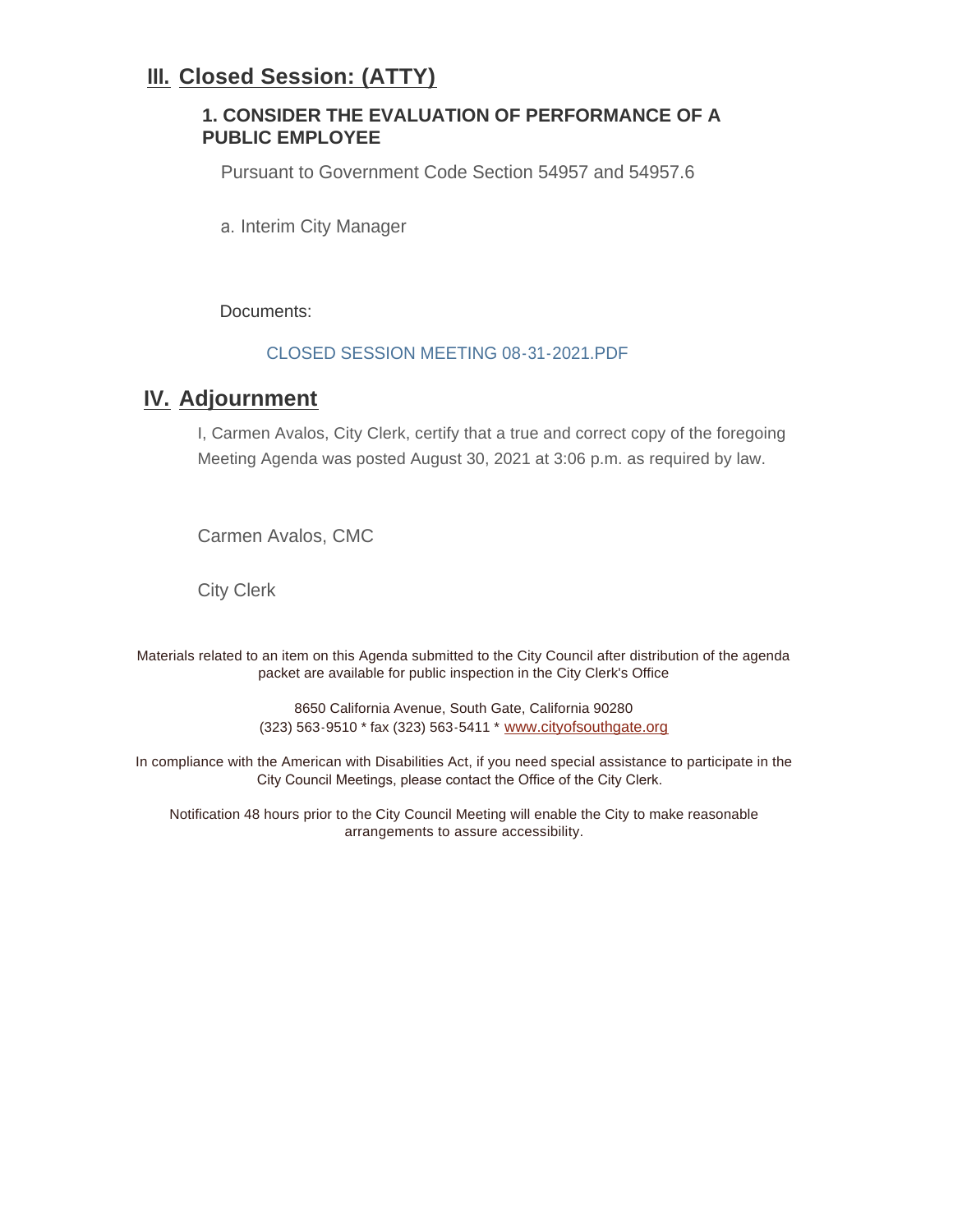## III. Closed Session: (ATTY)

### 1. CONSIDER THE EVALUATION OF PERFORMANCE OF A PUBLIC EMPLOYEE

Pursuant to Government Code Section 54957 and 54957.6

a. Interim City Manager

Documents:

CLOSED SESSION MEETING 08-31-2021.PDF

## IV. Adjournment

I, Carmen Avalos, City Clerk, certify that a true and correct copy of the foregoing Meeting Agenda was posted August 30, 2021 at 3:06 p.m. as required by law.

Carmen Avalos, CMC

City Clerk

Materials related to an item on this Agenda submitted to the City Council after distribution of the agenda packet are available for public inspection in the City Clerk's Office

8650 California Avenue, South Gate, California 90280
(323) 563-9510 * fax (323) 563-5411 * www.cityofsouthgate.org

In compliance with the American with Disabilities Act, if you need special assistance to participate in the City Council Meetings, please contact the Office of the City Clerk.

Notification 48 hours prior to the City Council Meeting will enable the City to make reasonable arrangements to assure accessibility.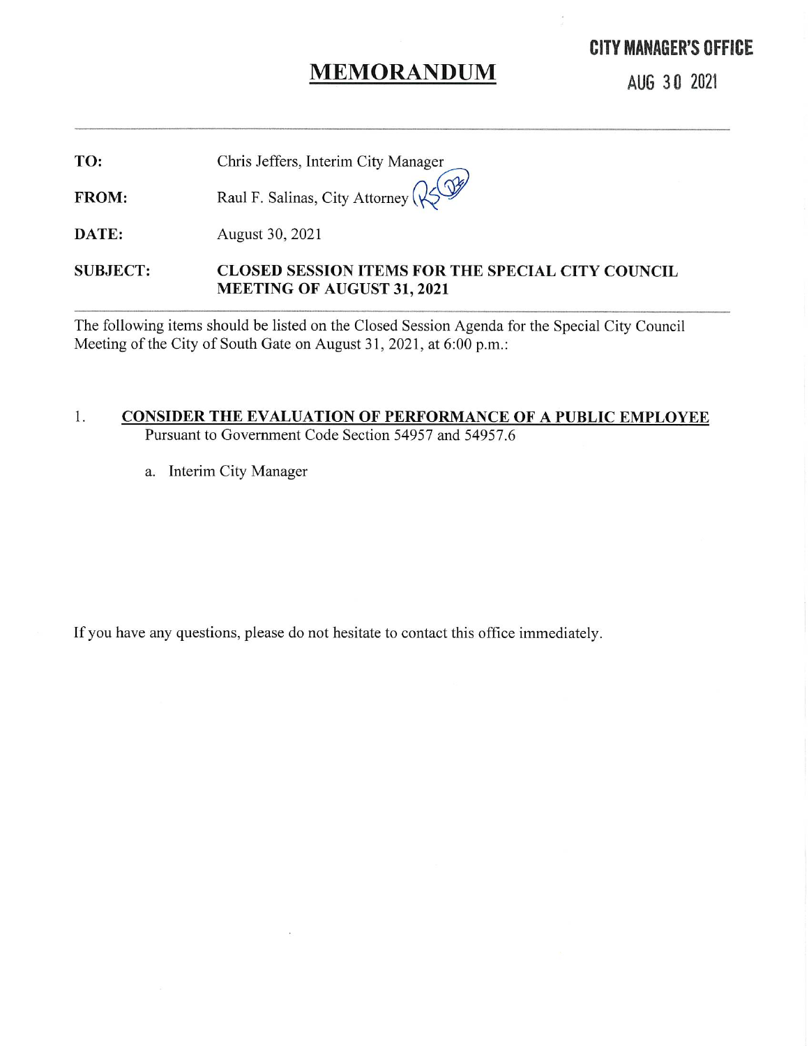CITY MANAGER'S OFFICE

AUG 30 2021

# MEMORANDUM

---

| | |
|---|---|
| **TO:** | Chris Jeffers, Interim City Manager |
| **FROM:** | Raul F. Salinas, City Attorney |
| **DATE:** | August 30, 2021 |
| **SUBJECT:** | **CLOSED SESSION ITEMS FOR THE SPECIAL CITY COUNCIL MEETING OF AUGUST 31, 2021** |

---

The following items should be listed on the Closed Session Agenda for the Special City Council Meeting of the City of South Gate on August 31, 2021, at 6:00 p.m.:

1. **CONSIDER THE EVALUATION OF PERFORMANCE OF A PUBLIC EMPLOYEE**
   Pursuant to Government Code Section 54957 and 54957.6

   a. Interim City Manager

If you have any questions, please do not hesitate to contact this office immediately.